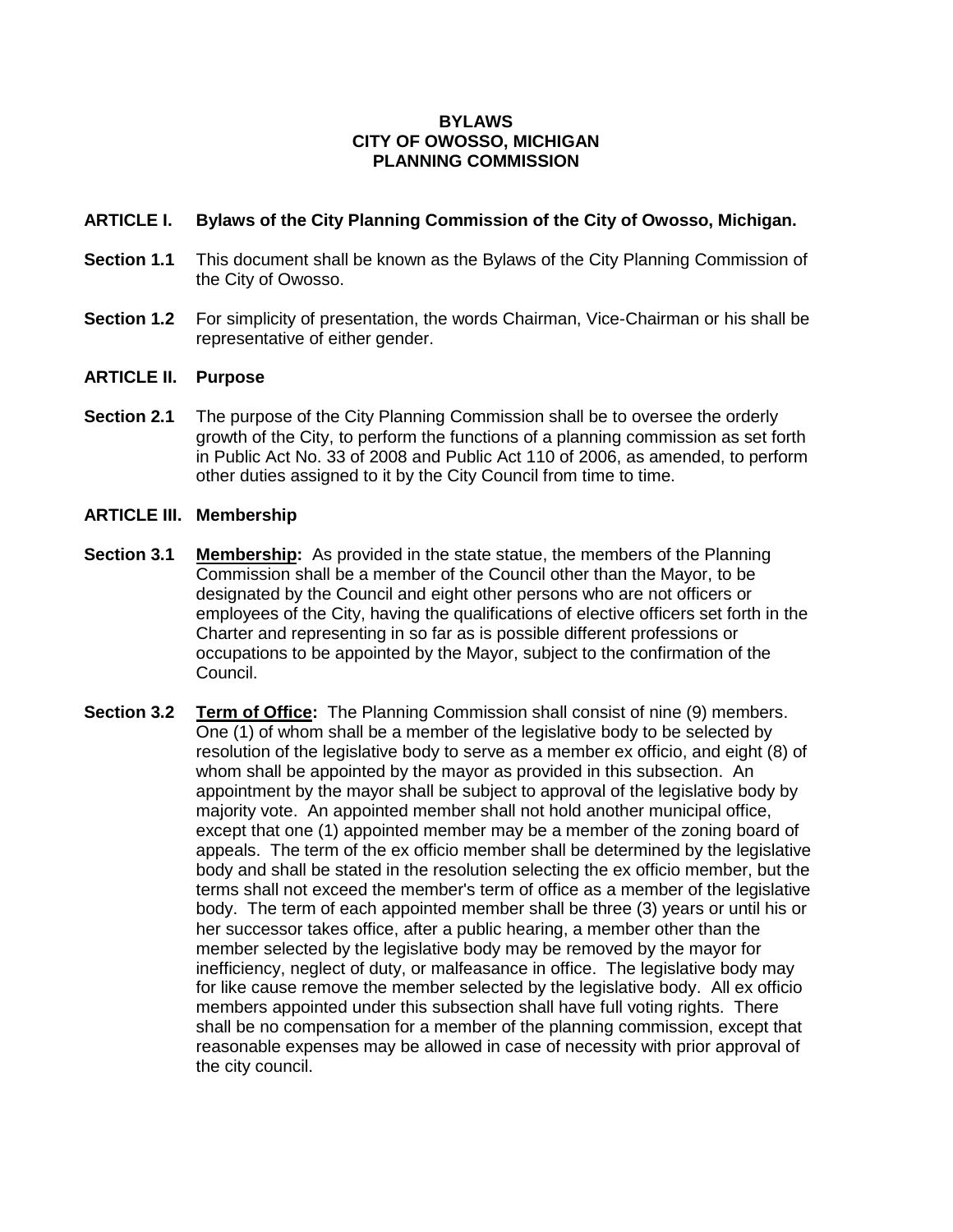# BYLAWS
# CITY OF OWOSSO, MICHIGAN
# PLANNING COMMISSION

## ARTICLE I. Bylaws of the City Planning Commission of the City of Owosso, Michigan.

**Section 1.1** This document shall be known as the Bylaws of the City Planning Commission of the City of Owosso.

**Section 1.2** For simplicity of presentation, the words Chairman, Vice-Chairman or his shall be representative of either gender.

## ARTICLE II. Purpose

**Section 2.1** The purpose of the City Planning Commission shall be to oversee the orderly growth of the City, to perform the functions of a planning commission as set forth in Public Act No. 33 of 2008 and Public Act 110 of 2006, as amended, to perform other duties assigned to it by the City Council from time to time.

## ARTICLE III. Membership

**Section 3.1** **<u>Membership</u>:** As provided in the state statue, the members of the Planning Commission shall be a member of the Council other than the Mayor, to be designated by the Council and eight other persons who are not officers or employees of the City, having the qualifications of elective officers set forth in the Charter and representing in so far as is possible different professions or occupations to be appointed by the Mayor, subject to the confirmation of the Council.

**Section 3.2** **<u>Term of Office</u>:** The Planning Commission shall consist of nine (9) members. One (1) of whom shall be a member of the legislative body to be selected by resolution of the legislative body to serve as a member ex officio, and eight (8) of whom shall be appointed by the mayor as provided in this subsection. An appointment by the mayor shall be subject to approval of the legislative body by majority vote. An appointed member shall not hold another municipal office, except that one (1) appointed member may be a member of the zoning board of appeals. The term of the ex officio member shall be determined by the legislative body and shall be stated in the resolution selecting the ex officio member, but the terms shall not exceed the member's term of office as a member of the legislative body. The term of each appointed member shall be three (3) years or until his or her successor takes office, after a public hearing, a member other than the member selected by the legislative body may be removed by the mayor for inefficiency, neglect of duty, or malfeasance in office. The legislative body may for like cause remove the member selected by the legislative body. All ex officio members appointed under this subsection shall have full voting rights. There shall be no compensation for a member of the planning commission, except that reasonable expenses may be allowed in case of necessity with prior approval of the city council.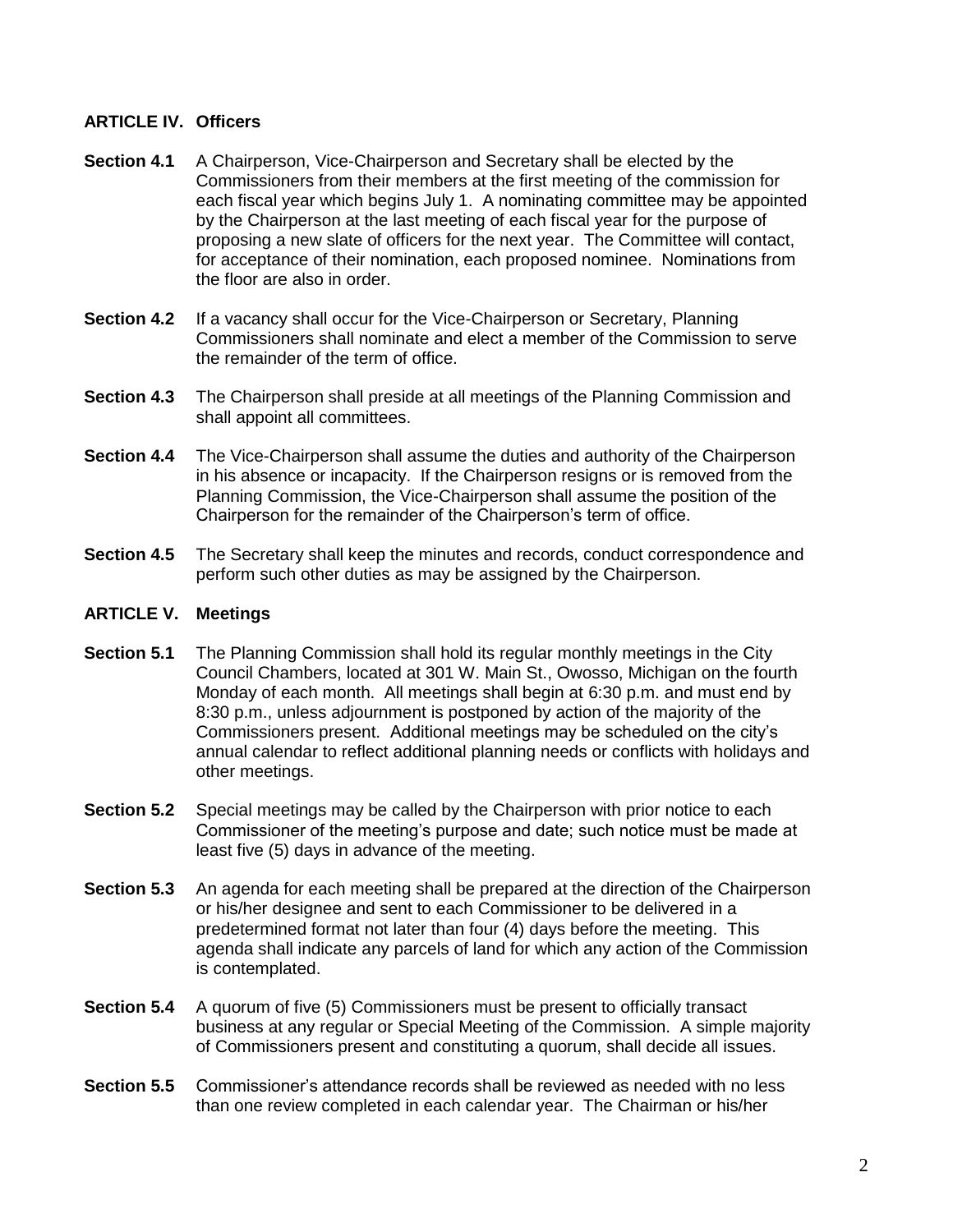## ARTICLE IV. Officers

**Section 4.1** A Chairperson, Vice-Chairperson and Secretary shall be elected by the Commissioners from their members at the first meeting of the commission for each fiscal year which begins July 1. A nominating committee may be appointed by the Chairperson at the last meeting of each fiscal year for the purpose of proposing a new slate of officers for the next year. The Committee will contact, for acceptance of their nomination, each proposed nominee. Nominations from the floor are also in order.

**Section 4.2** If a vacancy shall occur for the Vice-Chairperson or Secretary, Planning Commissioners shall nominate and elect a member of the Commission to serve the remainder of the term of office.

**Section 4.3** The Chairperson shall preside at all meetings of the Planning Commission and shall appoint all committees.

**Section 4.4** The Vice-Chairperson shall assume the duties and authority of the Chairperson in his absence or incapacity. If the Chairperson resigns or is removed from the Planning Commission, the Vice-Chairperson shall assume the position of the Chairperson for the remainder of the Chairperson's term of office.

**Section 4.5** The Secretary shall keep the minutes and records, conduct correspondence and perform such other duties as may be assigned by the Chairperson.

## ARTICLE V. Meetings

**Section 5.1** The Planning Commission shall hold its regular monthly meetings in the City Council Chambers, located at 301 W. Main St., Owosso, Michigan on the fourth Monday of each month. All meetings shall begin at 6:30 p.m. and must end by 8:30 p.m., unless adjournment is postponed by action of the majority of the Commissioners present. Additional meetings may be scheduled on the city's annual calendar to reflect additional planning needs or conflicts with holidays and other meetings.

**Section 5.2** Special meetings may be called by the Chairperson with prior notice to each Commissioner of the meeting's purpose and date; such notice must be made at least five (5) days in advance of the meeting.

**Section 5.3** An agenda for each meeting shall be prepared at the direction of the Chairperson or his/her designee and sent to each Commissioner to be delivered in a predetermined format not later than four (4) days before the meeting. This agenda shall indicate any parcels of land for which any action of the Commission is contemplated.

**Section 5.4** A quorum of five (5) Commissioners must be present to officially transact business at any regular or Special Meeting of the Commission. A simple majority of Commissioners present and constituting a quorum, shall decide all issues.

**Section 5.5** Commissioner's attendance records shall be reviewed as needed with no less than one review completed in each calendar year. The Chairman or his/her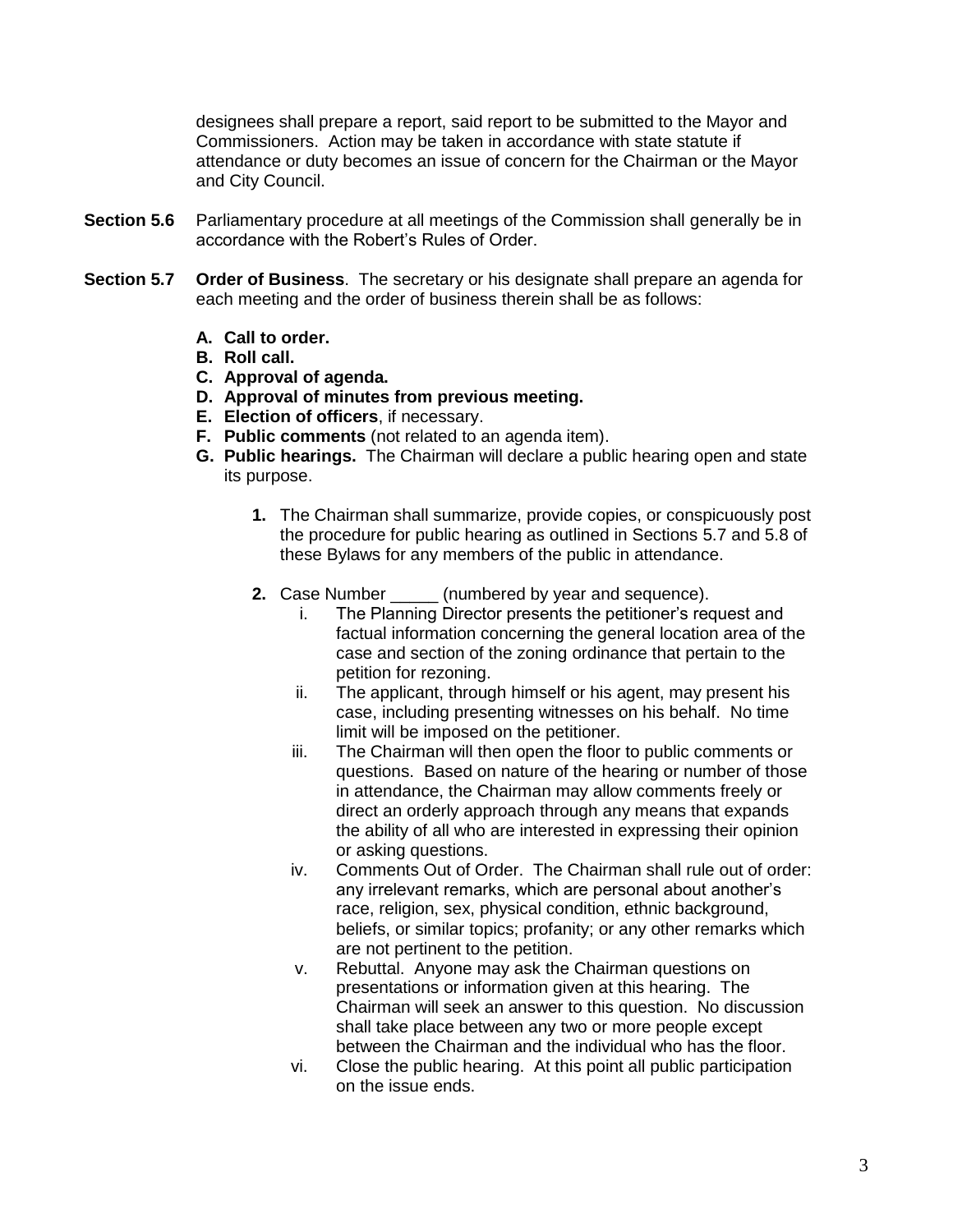designees shall prepare a report, said report to be submitted to the Mayor and Commissioners. Action may be taken in accordance with state statute if attendance or duty becomes an issue of concern for the Chairman or the Mayor and City Council.

**Section 5.6** Parliamentary procedure at all meetings of the Commission shall generally be in accordance with the Robert's Rules of Order.

**Section 5.7** **Order of Business**. The secretary or his designate shall prepare an agenda for each meeting and the order of business therein shall be as follows:

- **A. Call to order.**
- **B. Roll call.**
- **C. Approval of agenda.**
- **D. Approval of minutes from previous meeting.**
- **E. Election of officers**, if necessary.
- **F. Public comments** (not related to an agenda item).
- **G. Public hearings.** The Chairman will declare a public hearing open and state its purpose.

  **1.** The Chairman shall summarize, provide copies, or conspicuously post the procedure for public hearing as outlined in Sections 5.7 and 5.8 of these Bylaws for any members of the public in attendance.

  **2.** Case Number _____ (numbered by year and sequence).

  - i. The Planning Director presents the petitioner's request and factual information concerning the general location area of the case and section of the zoning ordinance that pertain to the petition for rezoning.
  - ii. The applicant, through himself or his agent, may present his case, including presenting witnesses on his behalf. No time limit will be imposed on the petitioner.
  - iii. The Chairman will then open the floor to public comments or questions. Based on nature of the hearing or number of those in attendance, the Chairman may allow comments freely or direct an orderly approach through any means that expands the ability of all who are interested in expressing their opinion or asking questions.
  - iv. Comments Out of Order. The Chairman shall rule out of order: any irrelevant remarks, which are personal about another's race, religion, sex, physical condition, ethnic background, beliefs, or similar topics; profanity; or any other remarks which are not pertinent to the petition.
  - v. Rebuttal. Anyone may ask the Chairman questions on presentations or information given at this hearing. The Chairman will seek an answer to this question. No discussion shall take place between any two or more people except between the Chairman and the individual who has the floor.
  - vi. Close the public hearing. At this point all public participation on the issue ends.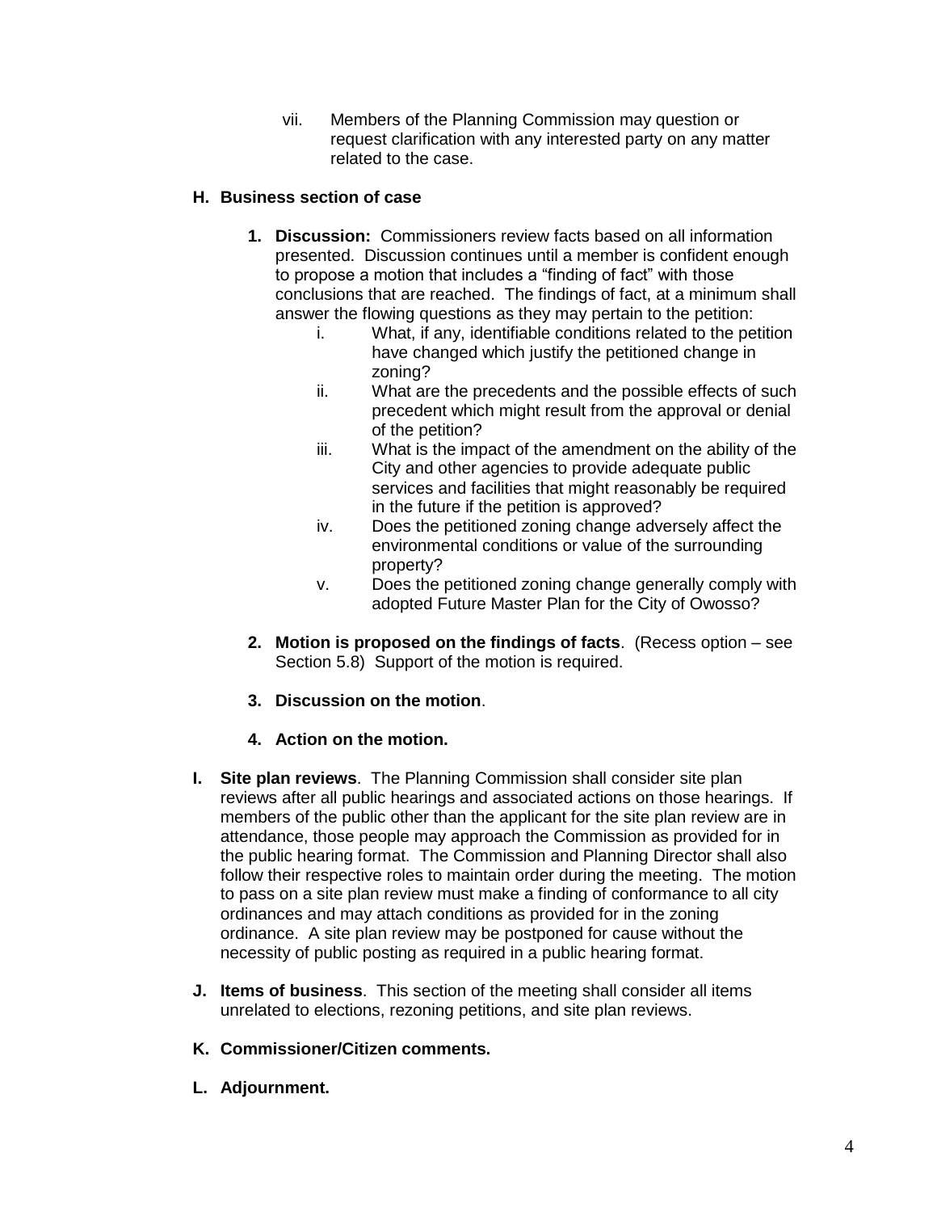vii. Members of the Planning Commission may question or request clarification with any interested party on any matter related to the case.

**H. Business section of case**

1. **Discussion:** Commissioners review facts based on all information presented. Discussion continues until a member is confident enough to propose a motion that includes a "finding of fact" with those conclusions that are reached. The findings of fact, at a minimum shall answer the flowing questions as they may pertain to the petition:
   - i. What, if any, identifiable conditions related to the petition have changed which justify the petitioned change in zoning?
   - ii. What are the precedents and the possible effects of such precedent which might result from the approval or denial of the petition?
   - iii. What is the impact of the amendment on the ability of the City and other agencies to provide adequate public services and facilities that might reasonably be required in the future if the petition is approved?
   - iv. Does the petitioned zoning change adversely affect the environmental conditions or value of the surrounding property?
   - v. Does the petitioned zoning change generally comply with adopted Future Master Plan for the City of Owosso?

2. **Motion is proposed on the findings of facts**. (Recess option – see Section 5.8) Support of the motion is required.

3. **Discussion on the motion**.

4. **Action on the motion.**

**I. Site plan reviews**. The Planning Commission shall consider site plan reviews after all public hearings and associated actions on those hearings. If members of the public other than the applicant for the site plan review are in attendance, those people may approach the Commission as provided for in the public hearing format. The Commission and Planning Director shall also follow their respective roles to maintain order during the meeting. The motion to pass on a site plan review must make a finding of conformance to all city ordinances and may attach conditions as provided for in the zoning ordinance. A site plan review may be postponed for cause without the necessity of public posting as required in a public hearing format.

**J. Items of business**. This section of the meeting shall consider all items unrelated to elections, rezoning petitions, and site plan reviews.

**K. Commissioner/Citizen comments.**

**L. Adjournment.**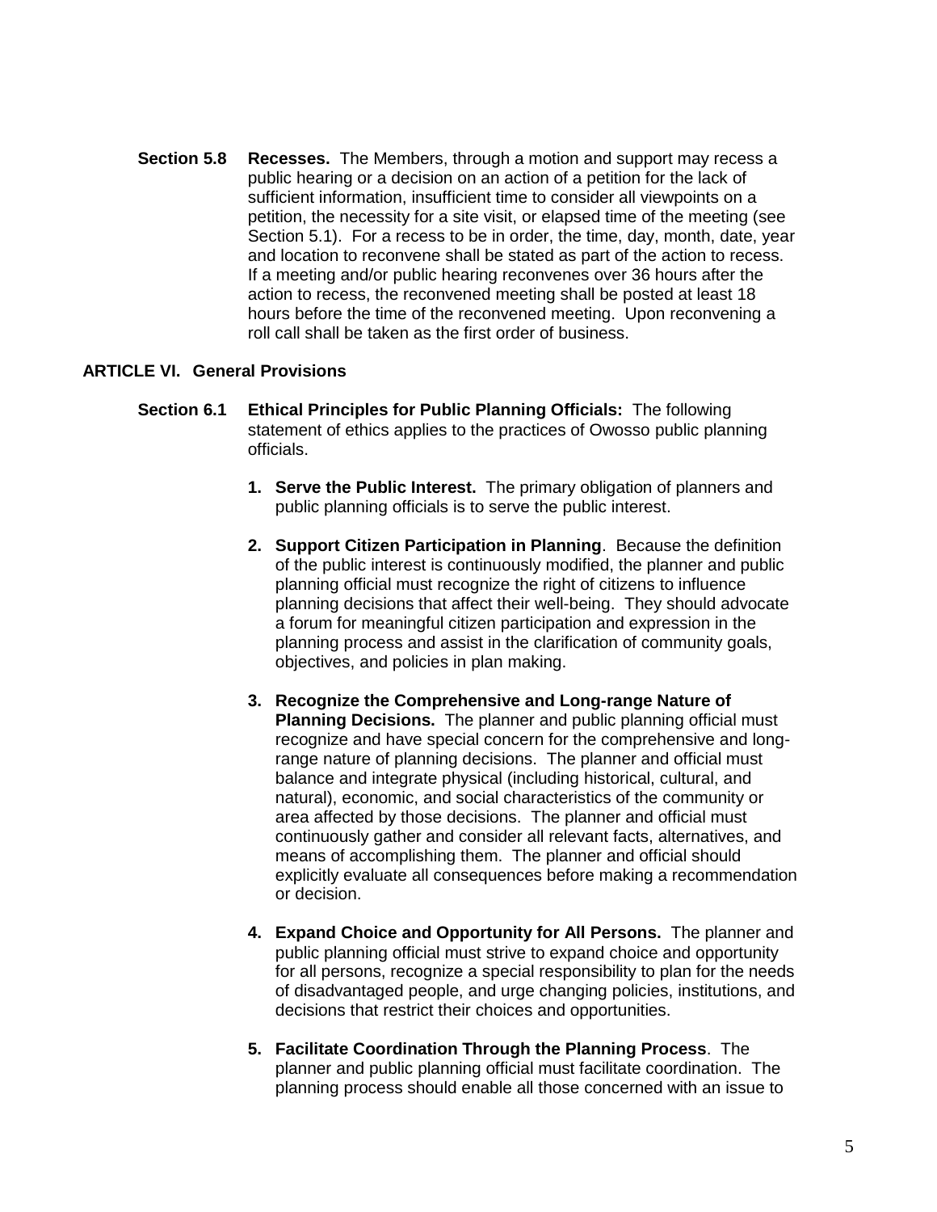**Section 5.8 Recesses.** The Members, through a motion and support may recess a public hearing or a decision on an action of a petition for the lack of sufficient information, insufficient time to consider all viewpoints on a petition, the necessity for a site visit, or elapsed time of the meeting (see Section 5.1). For a recess to be in order, the time, day, month, date, year and location to reconvene shall be stated as part of the action to recess. If a meeting and/or public hearing reconvenes over 36 hours after the action to recess, the reconvened meeting shall be posted at least 18 hours before the time of the reconvened meeting. Upon reconvening a roll call shall be taken as the first order of business.

## ARTICLE VI. General Provisions

**Section 6.1 Ethical Principles for Public Planning Officials:** The following statement of ethics applies to the practices of Owosso public planning officials.

1. **Serve the Public Interest.** The primary obligation of planners and public planning officials is to serve the public interest.

2. **Support Citizen Participation in Planning**. Because the definition of the public interest is continuously modified, the planner and public planning official must recognize the right of citizens to influence planning decisions that affect their well-being. They should advocate a forum for meaningful citizen participation and expression in the planning process and assist in the clarification of community goals, objectives, and policies in plan making.

3. **Recognize the Comprehensive and Long-range Nature of Planning Decisions.** The planner and public planning official must recognize and have special concern for the comprehensive and long-range nature of planning decisions. The planner and official must balance and integrate physical (including historical, cultural, and natural), economic, and social characteristics of the community or area affected by those decisions. The planner and official must continuously gather and consider all relevant facts, alternatives, and means of accomplishing them. The planner and official should explicitly evaluate all consequences before making a recommendation or decision.

4. **Expand Choice and Opportunity for All Persons.** The planner and public planning official must strive to expand choice and opportunity for all persons, recognize a special responsibility to plan for the needs of disadvantaged people, and urge changing policies, institutions, and decisions that restrict their choices and opportunities.

5. **Facilitate Coordination Through the Planning Process**. The planner and public planning official must facilitate coordination. The planning process should enable all those concerned with an issue to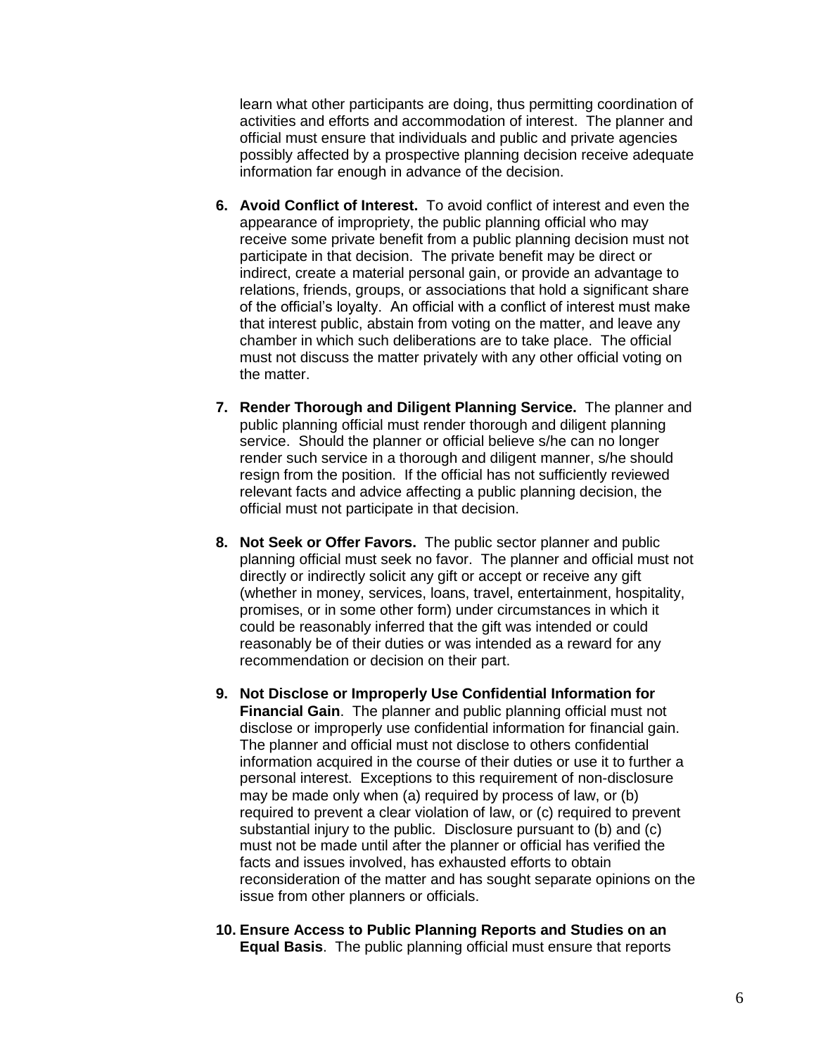learn what other participants are doing, thus permitting coordination of activities and efforts and accommodation of interest. The planner and official must ensure that individuals and public and private agencies possibly affected by a prospective planning decision receive adequate information far enough in advance of the decision.

6. **Avoid Conflict of Interest.** To avoid conflict of interest and even the appearance of impropriety, the public planning official who may receive some private benefit from a public planning decision must not participate in that decision. The private benefit may be direct or indirect, create a material personal gain, or provide an advantage to relations, friends, groups, or associations that hold a significant share of the official's loyalty. An official with a conflict of interest must make that interest public, abstain from voting on the matter, and leave any chamber in which such deliberations are to take place. The official must not discuss the matter privately with any other official voting on the matter.

7. **Render Thorough and Diligent Planning Service.** The planner and public planning official must render thorough and diligent planning service. Should the planner or official believe s/he can no longer render such service in a thorough and diligent manner, s/he should resign from the position. If the official has not sufficiently reviewed relevant facts and advice affecting a public planning decision, the official must not participate in that decision.

8. **Not Seek or Offer Favors.** The public sector planner and public planning official must seek no favor. The planner and official must not directly or indirectly solicit any gift or accept or receive any gift (whether in money, services, loans, travel, entertainment, hospitality, promises, or in some other form) under circumstances in which it could be reasonably inferred that the gift was intended or could reasonably be of their duties or was intended as a reward for any recommendation or decision on their part.

9. **Not Disclose or Improperly Use Confidential Information for Financial Gain**. The planner and public planning official must not disclose or improperly use confidential information for financial gain. The planner and official must not disclose to others confidential information acquired in the course of their duties or use it to further a personal interest. Exceptions to this requirement of non-disclosure may be made only when (a) required by process of law, or (b) required to prevent a clear violation of law, or (c) required to prevent substantial injury to the public. Disclosure pursuant to (b) and (c) must not be made until after the planner or official has verified the facts and issues involved, has exhausted efforts to obtain reconsideration of the matter and has sought separate opinions on the issue from other planners or officials.

10. **Ensure Access to Public Planning Reports and Studies on an Equal Basis**. The public planning official must ensure that reports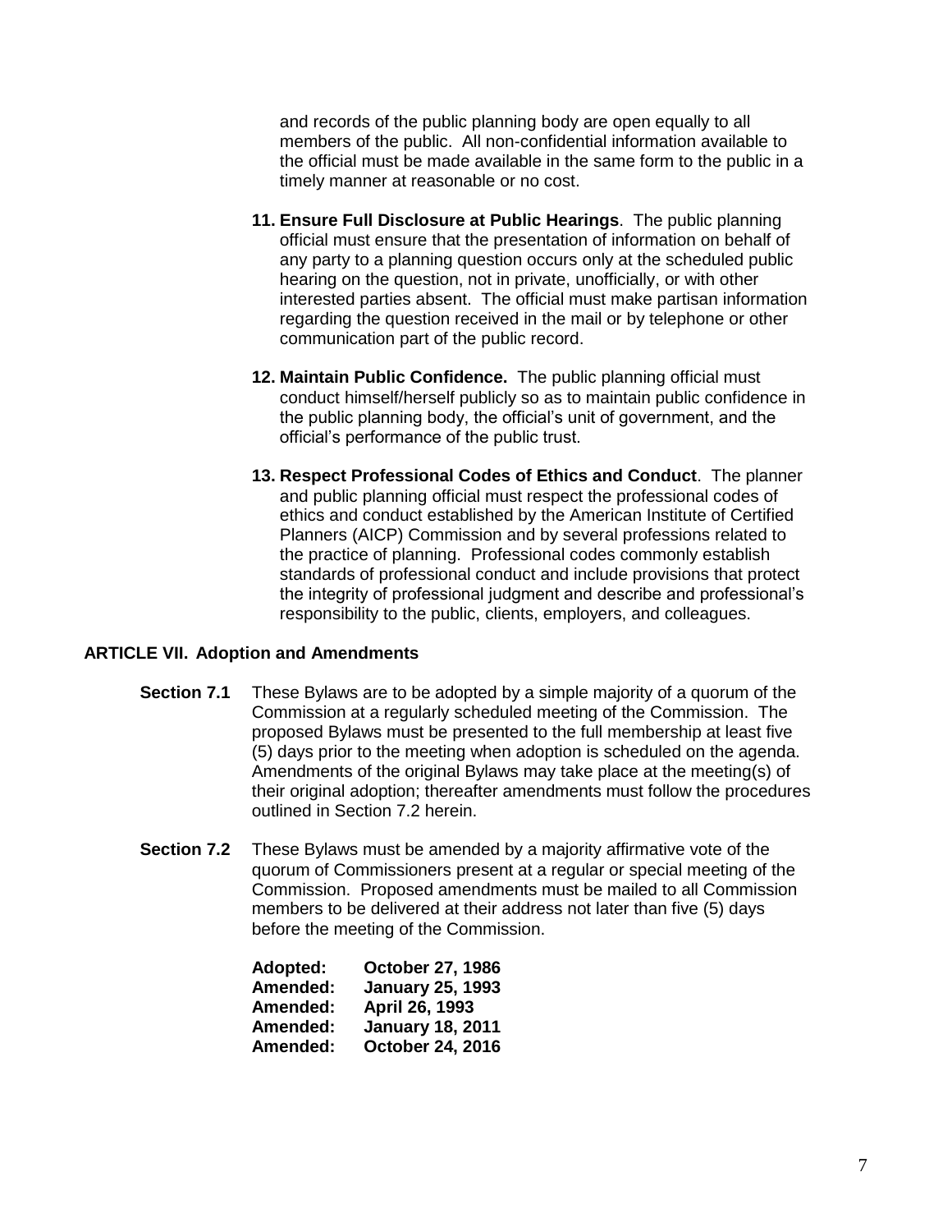and records of the public planning body are open equally to all members of the public. All non-confidential information available to the official must be made available in the same form to the public in a timely manner at reasonable or no cost.

11. **Ensure Full Disclosure at Public Hearings**. The public planning official must ensure that the presentation of information on behalf of any party to a planning question occurs only at the scheduled public hearing on the question, not in private, unofficially, or with other interested parties absent. The official must make partisan information regarding the question received in the mail or by telephone or other communication part of the public record.

12. **Maintain Public Confidence.** The public planning official must conduct himself/herself publicly so as to maintain public confidence in the public planning body, the official's unit of government, and the official's performance of the public trust.

13. **Respect Professional Codes of Ethics and Conduct**. The planner and public planning official must respect the professional codes of ethics and conduct established by the American Institute of Certified Planners (AICP) Commission and by several professions related to the practice of planning. Professional codes commonly establish standards of professional conduct and include provisions that protect the integrity of professional judgment and describe and professional's responsibility to the public, clients, employers, and colleagues.

## ARTICLE VII. Adoption and Amendments

**Section 7.1** These Bylaws are to be adopted by a simple majority of a quorum of the Commission at a regularly scheduled meeting of the Commission. The proposed Bylaws must be presented to the full membership at least five (5) days prior to the meeting when adoption is scheduled on the agenda. Amendments of the original Bylaws may take place at the meeting(s) of their original adoption; thereafter amendments must follow the procedures outlined in Section 7.2 herein.

**Section 7.2** These Bylaws must be amended by a majority affirmative vote of the quorum of Commissioners present at a regular or special meeting of the Commission. Proposed amendments must be mailed to all Commission members to be delivered at their address not later than five (5) days before the meeting of the Commission.

**Adopted: October 27, 1986**
**Amended: January 25, 1993**
**Amended: April 26, 1993**
**Amended: January 18, 2011**
**Amended: October 24, 2016**